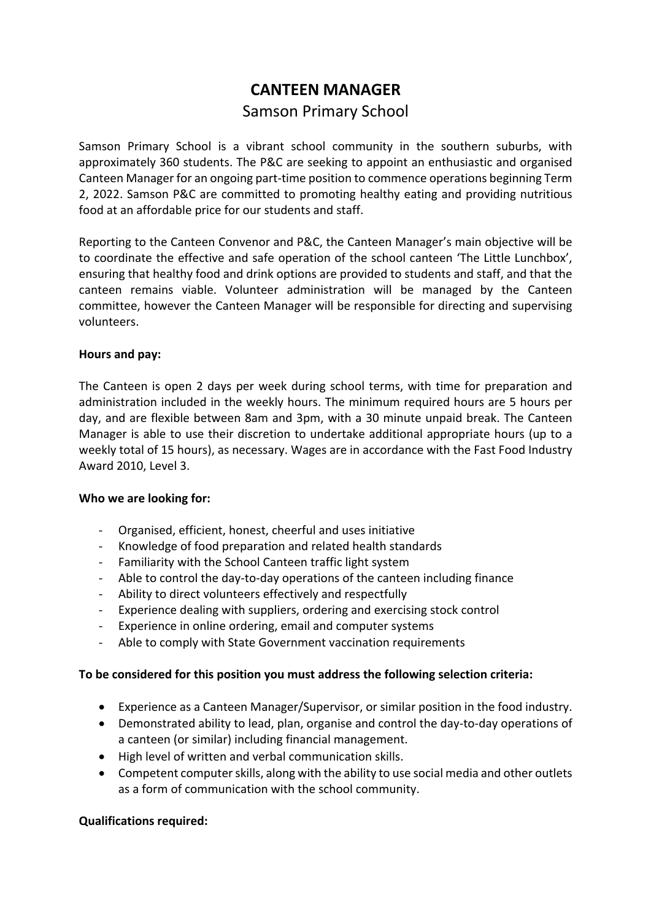# CANTEEN MANAGER

## Samson Primary School

Samson Primary School is a vibrant school community in the southern suburbs, with approximately 360 students. The P&C are seeking to appoint an enthusiastic and organised Canteen Manager for an ongoing part-time position to commence operations beginning Term 2, 2022. Samson P&C are committed to promoting healthy eating and providing nutritious food at an affordable price for our students and staff.

Reporting to the Canteen Convenor and P&C, the Canteen Manager's main objective will be to coordinate the effective and safe operation of the school canteen 'The Little Lunchbox', ensuring that healthy food and drink options are provided to students and staff, and that the canteen remains viable. Volunteer administration will be managed by the Canteen committee, however the Canteen Manager will be responsible for directing and supervising volunteers.

**Hours and pay:**

The Canteen is open 2 days per week during school terms, with time for preparation and administration included in the weekly hours. The minimum required hours are 5 hours per day, and are flexible between 8am and 3pm, with a 30 minute unpaid break. The Canteen Manager is able to use their discretion to undertake additional appropriate hours (up to a weekly total of 15 hours), as necessary. Wages are in accordance with the Fast Food Industry Award 2010, Level 3.

**Who we are looking for:**

- Organised, efficient, honest, cheerful and uses initiative
- Knowledge of food preparation and related health standards
- Familiarity with the School Canteen traffic light system
- Able to control the day-to-day operations of the canteen including finance
- Ability to direct volunteers effectively and respectfully
- Experience dealing with suppliers, ordering and exercising stock control
- Experience in online ordering, email and computer systems
- Able to comply with State Government vaccination requirements

**To be considered for this position you must address the following selection criteria:**

- Experience as a Canteen Manager/Supervisor, or similar position in the food industry.
- Demonstrated ability to lead, plan, organise and control the day-to-day operations of a canteen (or similar) including financial management.
- High level of written and verbal communication skills.
- Competent computer skills, along with the ability to use social media and other outlets as a form of communication with the school community.

**Qualifications required:**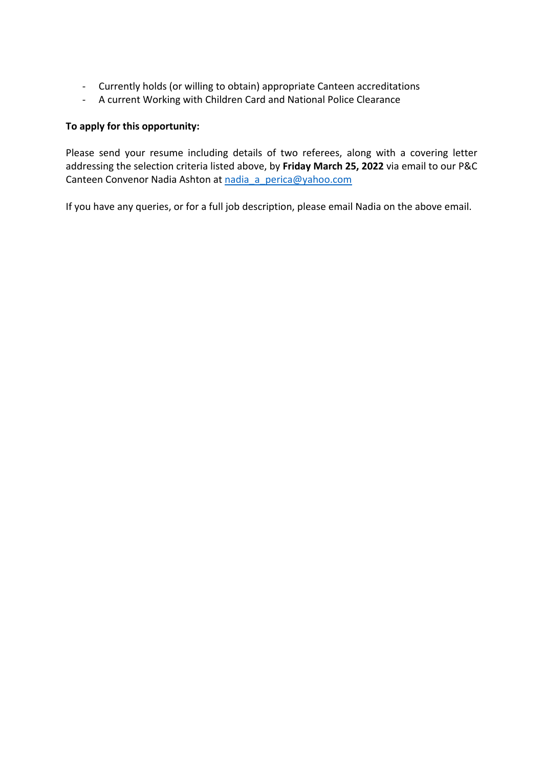- Currently holds (or willing to obtain) appropriate Canteen accreditations
- A current Working with Children Card and National Police Clearance

**To apply for this opportunity:**

Please send your resume including details of two referees, along with a covering letter addressing the selection criteria listed above, by **Friday March 25, 2022** via email to our P&C Canteen Convenor Nadia Ashton at nadia_a_perica@yahoo.com

If you have any queries, or for a full job description, please email Nadia on the above email.